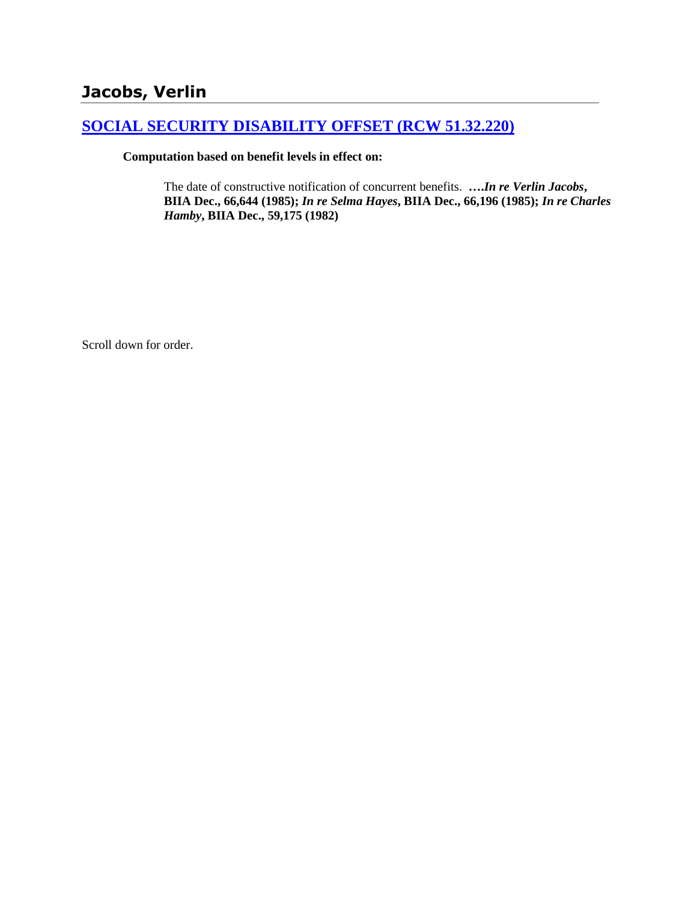## Jacobs, Verlin

### [SOCIAL SECURITY DISABILITY OFFSET (RCW 51.32.220)]()

**Computation based on benefit levels in effect on:**

The date of constructive notification of concurrent benefits. **….*In re Verlin Jacobs*, BIIA Dec., 66,644 (1985); *In re Selma Hayes*, BIIA Dec., 66,196 (1985); *In re Charles Hamby*, BIIA Dec., 59,175 (1982)**

Scroll down for order.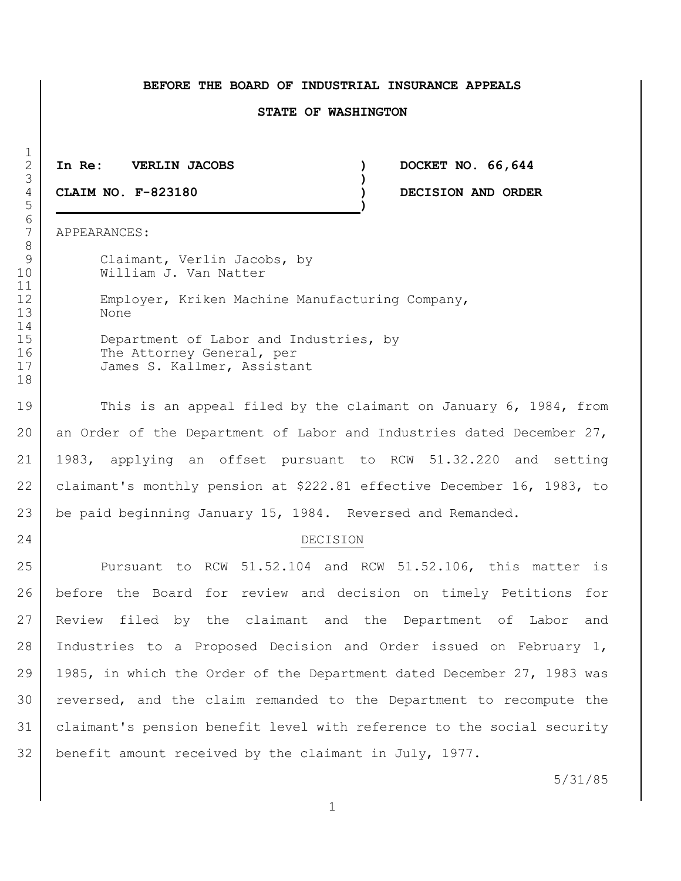**BEFORE THE BOARD OF INDUSTRIAL INSURANCE APPEALS**

**STATE OF WASHINGTON**

| | |
|---|---|
| **In Re: VERLIN JACOBS** | **DOCKET NO. 66,644** |
| **CLAIM NO. F-823180** | **DECISION AND ORDER** |

APPEARANCES:

Claimant, Verlin Jacobs, by
William J. Van Natter

Employer, Kriken Machine Manufacturing Company,
None

Department of Labor and Industries, by
The Attorney General, per
James S. Kallmer, Assistant

This is an appeal filed by the claimant on January 6, 1984, from an Order of the Department of Labor and Industries dated December 27, 1983, applying an offset pursuant to RCW 51.32.220 and setting claimant's monthly pension at $222.81 effective December 16, 1983, to be paid beginning January 15, 1984. Reversed and Remanded.

DECISION

Pursuant to RCW 51.52.104 and RCW 51.52.106, this matter is before the Board for review and decision on timely Petitions for Review filed by the claimant and the Department of Labor and Industries to a Proposed Decision and Order issued on February 1, 1985, in which the Order of the Department dated December 27, 1983 was reversed, and the claim remanded to the Department to recompute the claimant's pension benefit level with reference to the social security benefit amount received by the claimant in July, 1977.

5/31/85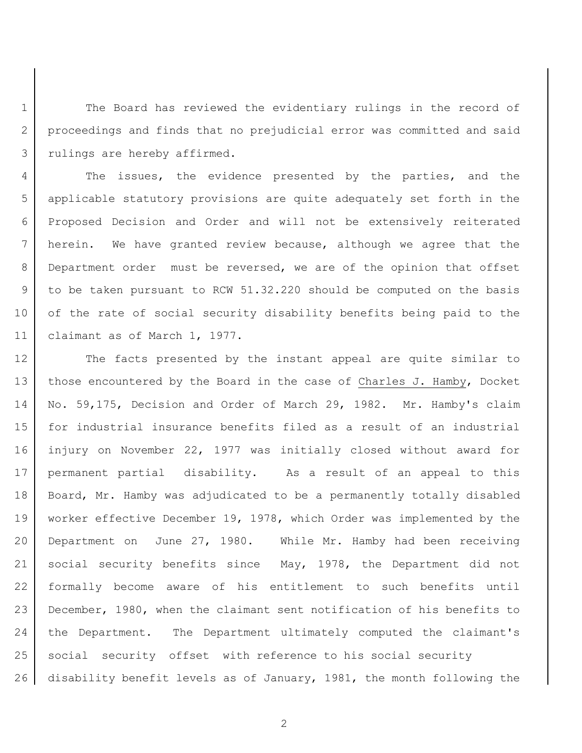The Board has reviewed the evidentiary rulings in the record of proceedings and finds that no prejudicial error was committed and said rulings are hereby affirmed.

The issues, the evidence presented by the parties, and the applicable statutory provisions are quite adequately set forth in the Proposed Decision and Order and will not be extensively reiterated herein. We have granted review because, although we agree that the Department order must be reversed, we are of the opinion that offset to be taken pursuant to RCW 51.32.220 should be computed on the basis of the rate of social security disability benefits being paid to the claimant as of March 1, 1977.

The facts presented by the instant appeal are quite similar to those encountered by the Board in the case of Charles J. Hamby, Docket No. 59,175, Decision and Order of March 29, 1982. Mr. Hamby's claim for industrial insurance benefits filed as a result of an industrial injury on November 22, 1977 was initially closed without award for permanent partial disability. As a result of an appeal to this Board, Mr. Hamby was adjudicated to be a permanently totally disabled worker effective December 19, 1978, which Order was implemented by the Department on June 27, 1980. While Mr. Hamby had been receiving social security benefits since May, 1978, the Department did not formally become aware of his entitlement to such benefits until December, 1980, when the claimant sent notification of his benefits to the Department. The Department ultimately computed the claimant's social security offset with reference to his social security disability benefit levels as of January, 1981, the month following the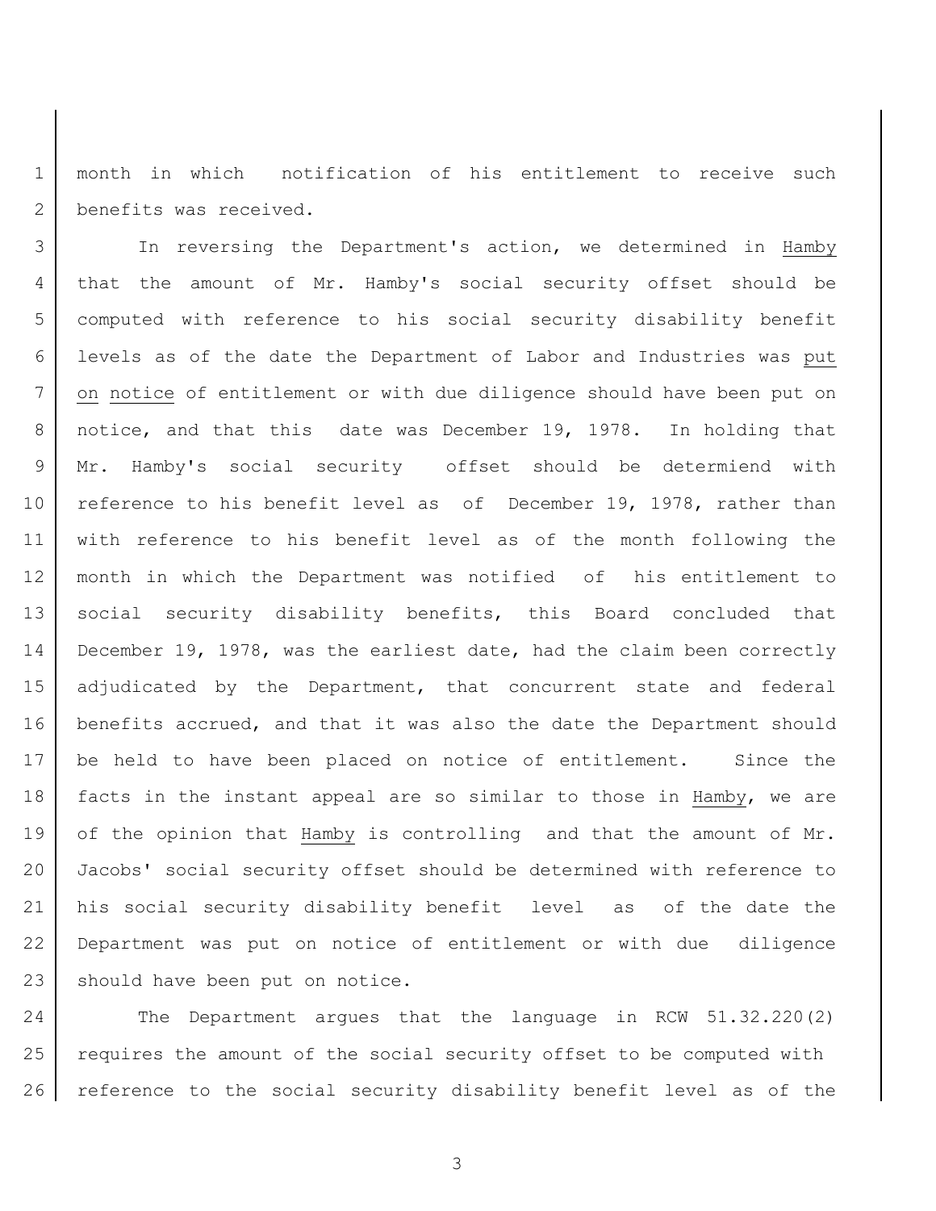month in which notification of his entitlement to receive such benefits was received.

In reversing the Department's action, we determined in Hamby that the amount of Mr. Hamby's social security offset should be computed with reference to his social security disability benefit levels as of the date the Department of Labor and Industries was put on notice of entitlement or with due diligence should have been put on notice, and that this date was December 19, 1978. In holding that Mr. Hamby's social security offset should be determiend with reference to his benefit level as of December 19, 1978, rather than with reference to his benefit level as of the month following the month in which the Department was notified of his entitlement to social security disability benefits, this Board concluded that December 19, 1978, was the earliest date, had the claim been correctly adjudicated by the Department, that concurrent state and federal benefits accrued, and that it was also the date the Department should be held to have been placed on notice of entitlement. Since the facts in the instant appeal are so similar to those in Hamby, we are of the opinion that Hamby is controlling and that the amount of Mr. Jacobs' social security offset should be determined with reference to his social security disability benefit level as of the date the Department was put on notice of entitlement or with due diligence should have been put on notice.

The Department argues that the language in RCW 51.32.220(2) requires the amount of the social security offset to be computed with reference to the social security disability benefit level as of the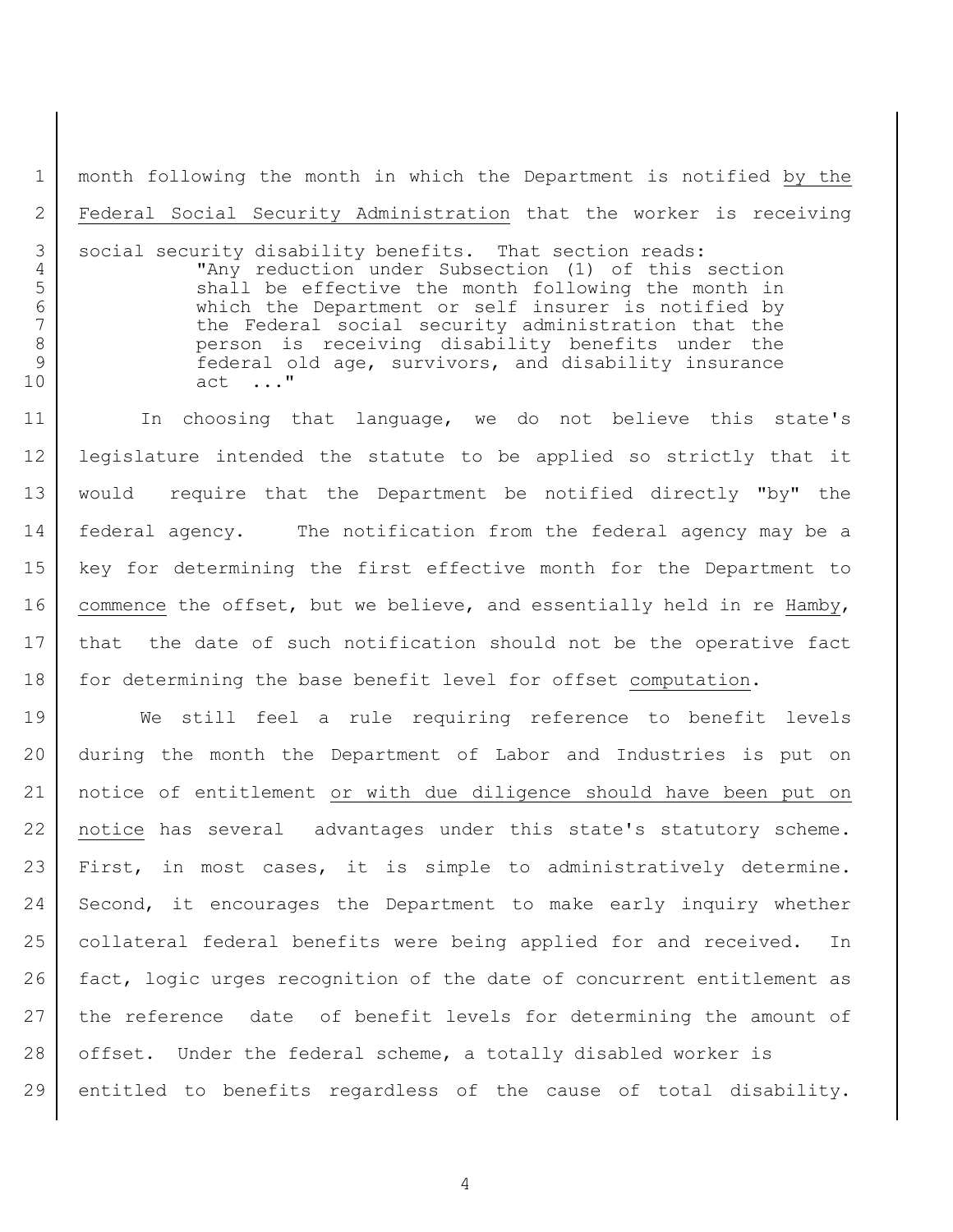month following the month in which the Department is notified <u>by the Federal Social Security Administration</u> that the worker is receiving social security disability benefits. That section reads:

> "Any reduction under Subsection (1) of this section shall be effective the month following the month in which the Department or self insurer is notified by the Federal social security administration that the person is receiving disability benefits under the federal old age, survivors, and disability insurance act ..."

In choosing that language, we do not believe this state's legislature intended the statute to be applied so strictly that it would require that the Department be notified directly "by" the federal agency. The notification from the federal agency may be a key for determining the first effective month for the Department to <u>commence</u> the offset, but we believe, and essentially held in re <u>Hamby</u>, that the date of such notification should not be the operative fact for determining the base benefit level for offset <u>computation</u>.

We still feel a rule requiring reference to benefit levels during the month the Department of Labor and Industries is put on notice of entitlement <u>or with due diligence should have been put on notice</u> has several advantages under this state's statutory scheme. First, in most cases, it is simple to administratively determine. Second, it encourages the Department to make early inquiry whether collateral federal benefits were being applied for and received. In fact, logic urges recognition of the date of concurrent entitlement as the reference date of benefit levels for determining the amount of offset. Under the federal scheme, a totally disabled worker is entitled to benefits regardless of the cause of total disability.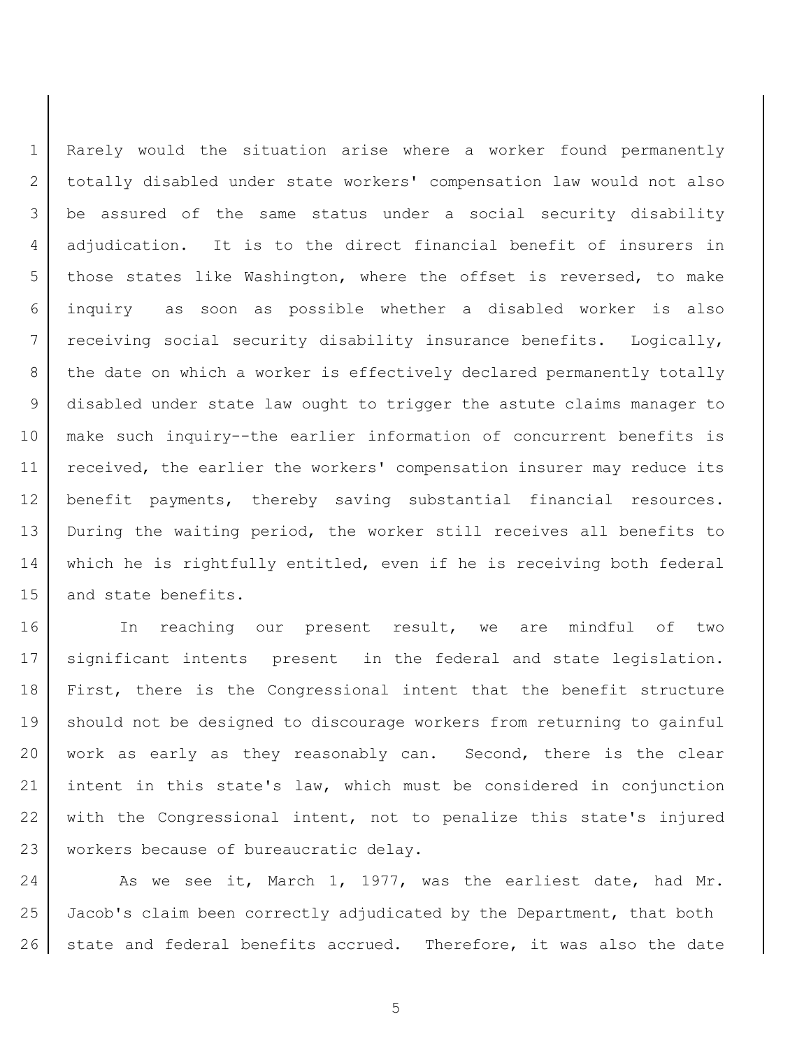Rarely would the situation arise where a worker found permanently totally disabled under state workers' compensation law would not also be assured of the same status under a social security disability adjudication. It is to the direct financial benefit of insurers in those states like Washington, where the offset is reversed, to make inquiry as soon as possible whether a disabled worker is also receiving social security disability insurance benefits. Logically, the date on which a worker is effectively declared permanently totally disabled under state law ought to trigger the astute claims manager to make such inquiry--the earlier information of concurrent benefits is received, the earlier the workers' compensation insurer may reduce its benefit payments, thereby saving substantial financial resources. During the waiting period, the worker still receives all benefits to which he is rightfully entitled, even if he is receiving both federal and state benefits.

In reaching our present result, we are mindful of two significant intents present in the federal and state legislation. First, there is the Congressional intent that the benefit structure should not be designed to discourage workers from returning to gainful work as early as they reasonably can. Second, there is the clear intent in this state's law, which must be considered in conjunction with the Congressional intent, not to penalize this state's injured workers because of bureaucratic delay.

As we see it, March 1, 1977, was the earliest date, had Mr. Jacob's claim been correctly adjudicated by the Department, that both state and federal benefits accrued. Therefore, it was also the date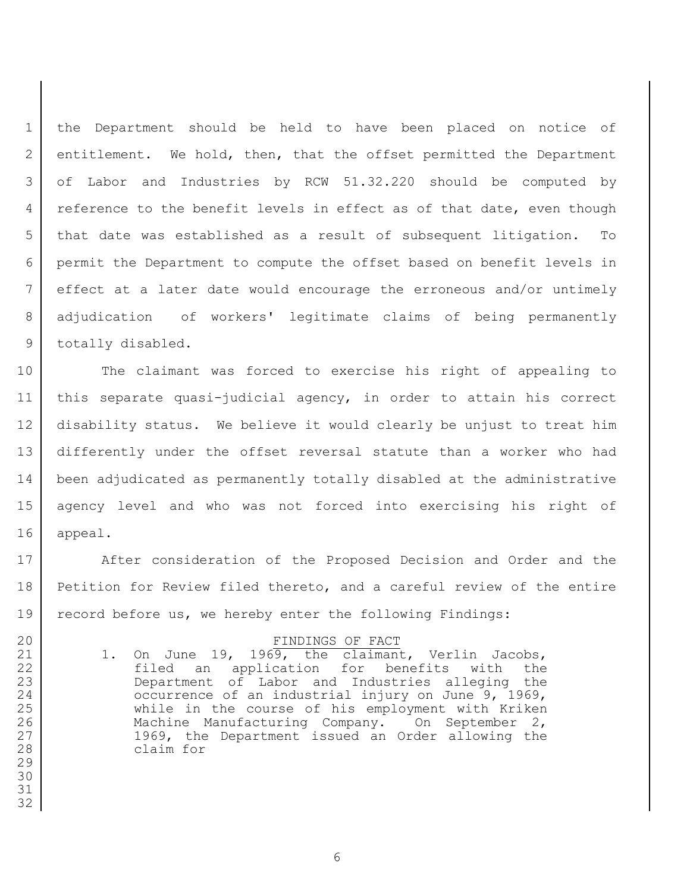the Department should be held to have been placed on notice of entitlement. We hold, then, that the offset permitted the Department of Labor and Industries by RCW 51.32.220 should be computed by reference to the benefit levels in effect as of that date, even though that date was established as a result of subsequent litigation. To permit the Department to compute the offset based on benefit levels in effect at a later date would encourage the erroneous and/or untimely adjudication of workers' legitimate claims of being permanently totally disabled.

The claimant was forced to exercise his right of appealing to this separate quasi-judicial agency, in order to attain his correct disability status. We believe it would clearly be unjust to treat him differently under the offset reversal statute than a worker who had been adjudicated as permanently totally disabled at the administrative agency level and who was not forced into exercising his right of appeal.

After consideration of the Proposed Decision and Order and the Petition for Review filed thereto, and a careful review of the entire record before us, we hereby enter the following Findings:

## FINDINGS OF FACT

1. On June 19, 1969, the claimant, Verlin Jacobs, filed an application for benefits with the Department of Labor and Industries alleging the occurrence of an industrial injury on June 9, 1969, while in the course of his employment with Kriken Machine Manufacturing Company. On September 2, 1969, the Department issued an Order allowing the claim for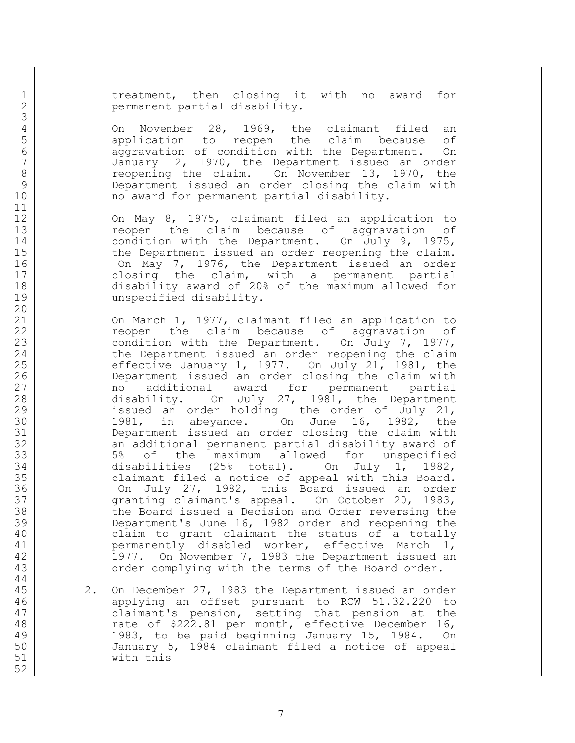treatment, then closing it with no award for permanent partial disability.

On November 28, 1969, the claimant filed an application to reopen the claim because of aggravation of condition with the Department. On January 12, 1970, the Department issued an order reopening the claim. On November 13, 1970, the Department issued an order closing the claim with no award for permanent partial disability.

On May 8, 1975, claimant filed an application to reopen the claim because of aggravation of condition with the Department. On July 9, 1975, the Department issued an order reopening the claim. On May 7, 1976, the Department issued an order closing the claim, with a permanent partial disability award of 20% of the maximum allowed for unspecified disability.

On March 1, 1977, claimant filed an application to reopen the claim because of aggravation of condition with the Department. On July 7, 1977, the Department issued an order reopening the claim effective January 1, 1977. On July 21, 1981, the Department issued an order closing the claim with no additional award for permanent partial disability. On July 27, 1981, the Department issued an order holding the order of July 21, 1981, in abeyance. On June 16, 1982, the Department issued an order closing the claim with an additional permanent partial disability award of 5% of the maximum allowed for unspecified disabilities (25% total). On July 1, 1982, claimant filed a notice of appeal with this Board. On July 27, 1982, this Board issued an order granting claimant's appeal. On October 20, 1983, the Board issued a Decision and Order reversing the Department's June 16, 1982 order and reopening the claim to grant claimant the status of a totally permanently disabled worker, effective March 1, 1977. On November 7, 1983 the Department issued an order complying with the terms of the Board order.

2. On December 27, 1983 the Department issued an order applying an offset pursuant to RCW 51.32.220 to claimant's pension, setting that pension at the rate of $222.81 per month, effective December 16, 1983, to be paid beginning January 15, 1984. On January 5, 1984 claimant filed a notice of appeal with this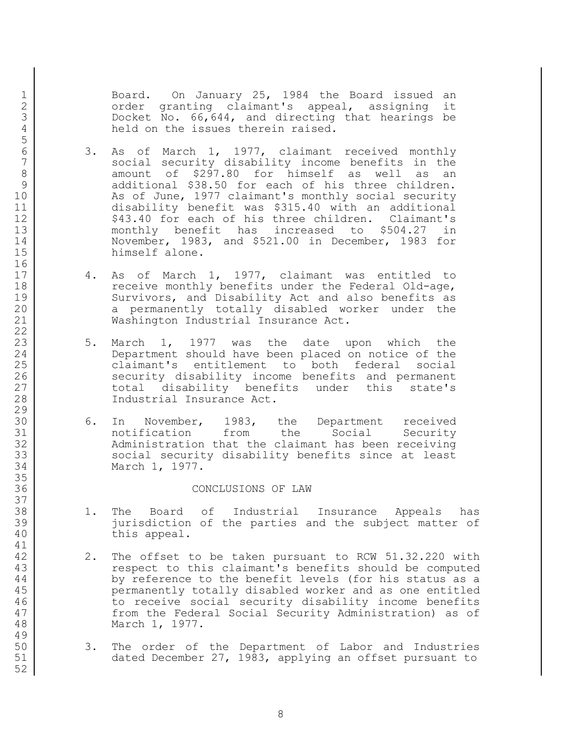Board. On January 25, 1984 the Board issued an order granting claimant's appeal, assigning it Docket No. 66,644, and directing that hearings be held on the issues therein raised.

3. As of March 1, 1977, claimant received monthly social security disability income benefits in the amount of $297.80 for himself as well as an additional $38.50 for each of his three children. As of June, 1977 claimant's monthly social security disability benefit was $315.40 with an additional $43.40 for each of his three children. Claimant's monthly benefit has increased to $504.27 in November, 1983, and $521.00 in December, 1983 for himself alone.

4. As of March 1, 1977, claimant was entitled to receive monthly benefits under the Federal Old-age, Survivors, and Disability Act and also benefits as a permanently totally disabled worker under the Washington Industrial Insurance Act.

5. March 1, 1977 was the date upon which the Department should have been placed on notice of the claimant's entitlement to both federal social security disability income benefits and permanent total disability benefits under this state's Industrial Insurance Act.

6. In November, 1983, the Department received notification from the Social Security Administration that the claimant has been receiving social security disability benefits since at least March 1, 1977.

## CONCLUSIONS OF LAW

1. The Board of Industrial Insurance Appeals has jurisdiction of the parties and the subject matter of this appeal.

2. The offset to be taken pursuant to RCW 51.32.220 with respect to this claimant's benefits should be computed by reference to the benefit levels (for his status as a permanently totally disabled worker and as one entitled to receive social security disability income benefits from the Federal Social Security Administration) as of March 1, 1977.

3. The order of the Department of Labor and Industries dated December 27, 1983, applying an offset pursuant to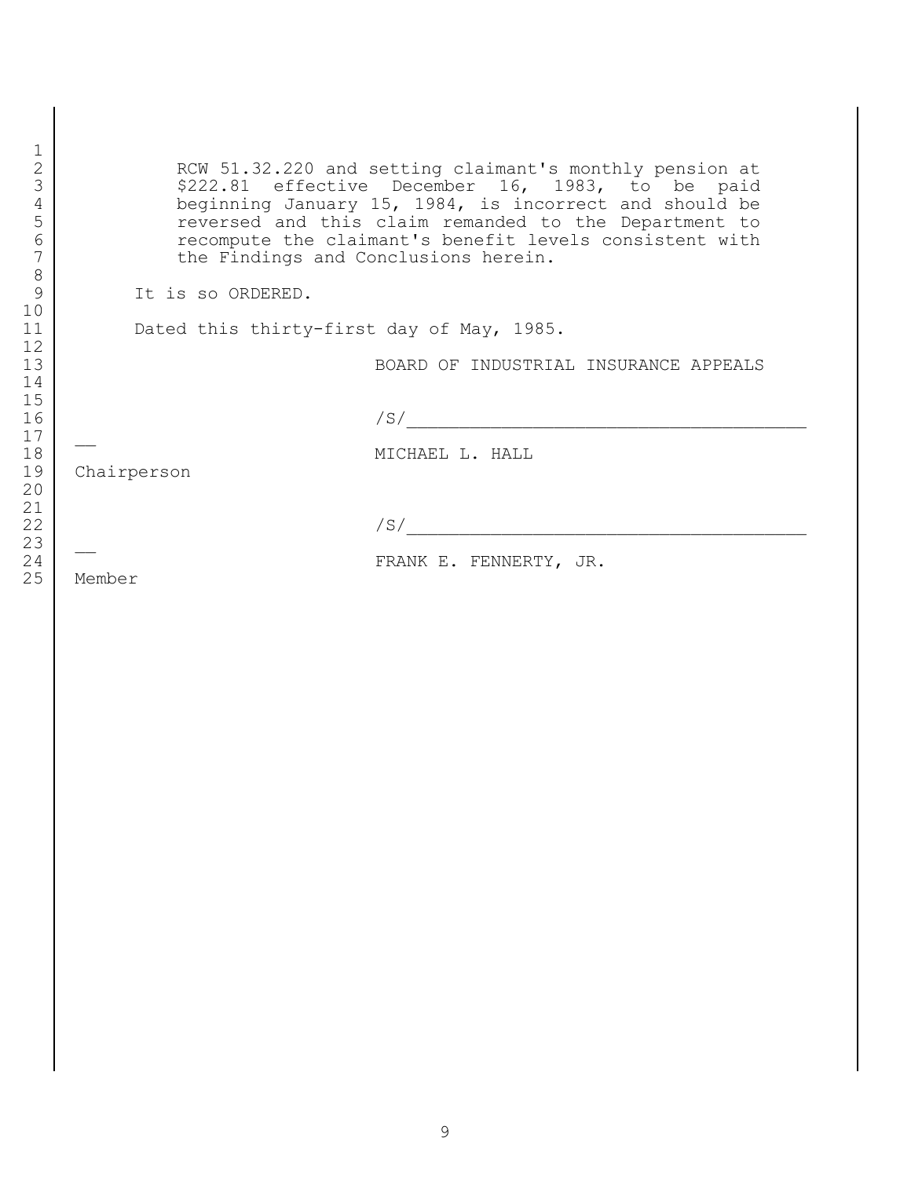RCW 51.32.220 and setting claimant's monthly pension at $222.81 effective December 16, 1983, to be paid beginning January 15, 1984, is incorrect and should be reversed and this claim remanded to the Department to recompute the claimant's benefit levels consistent with the Findings and Conclusions herein.

It is so ORDERED.

Dated this thirty-first day of May, 1985.

BOARD OF INDUSTRIAL INSURANCE APPEALS

/S/\_\_\_\_\_\_\_\_\_\_\_\_\_\_\_\_\_\_\_\_\_\_\_\_\_\_\_\_\_\_\_\_\_\_\_\_\_\_

MICHAEL L. HALL

Chairperson

/S/\_\_\_\_\_\_\_\_\_\_\_\_\_\_\_\_\_\_\_\_\_\_\_\_\_\_\_\_\_\_\_\_\_\_\_\_\_\_

FRANK E. FENNERTY, JR.

Member